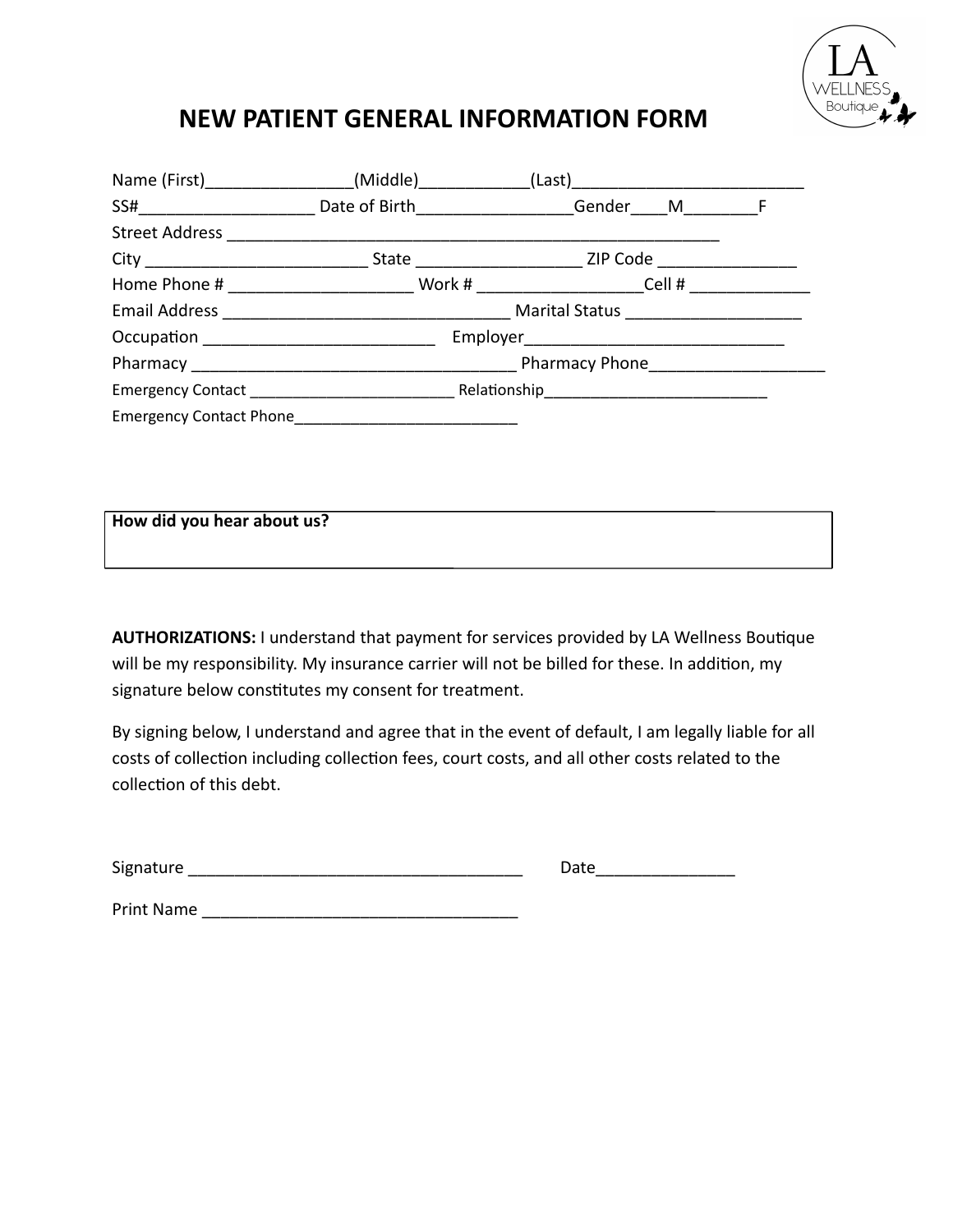# NEW PATIENT GENERAL INFORMATION FORM

Name (First)________________(Middle)____________(Last)_________________________

SS#___________________ Date of Birth_________________Gender____M________F

Street Address _______________________________________________________

City ________________________ State __________________ ZIP Code _______________

Home Phone # ____________________ Work # __________________Cell # _____________

Email Address _______________________________ Marital Status ___________________

Occupation _________________________ Employer____________________________

Pharmacy ___________________________________ Pharmacy Phone___________________

Emergency Contact ________________________ Relationship_________________________

Emergency Contact Phone__________________________

**How did you hear about us?**

**AUTHORIZATIONS:** I understand that payment for services provided by LA Wellness Boutique will be my responsibility. My insurance carrier will not be billed for these. In addition, my signature below constitutes my consent for treatment.

By signing below, I understand and agree that in the event of default, I am legally liable for all costs of collection including collection fees, court costs, and all other costs related to the collection of this debt.

Signature ____________________________________ Date_______________

Print Name __________________________________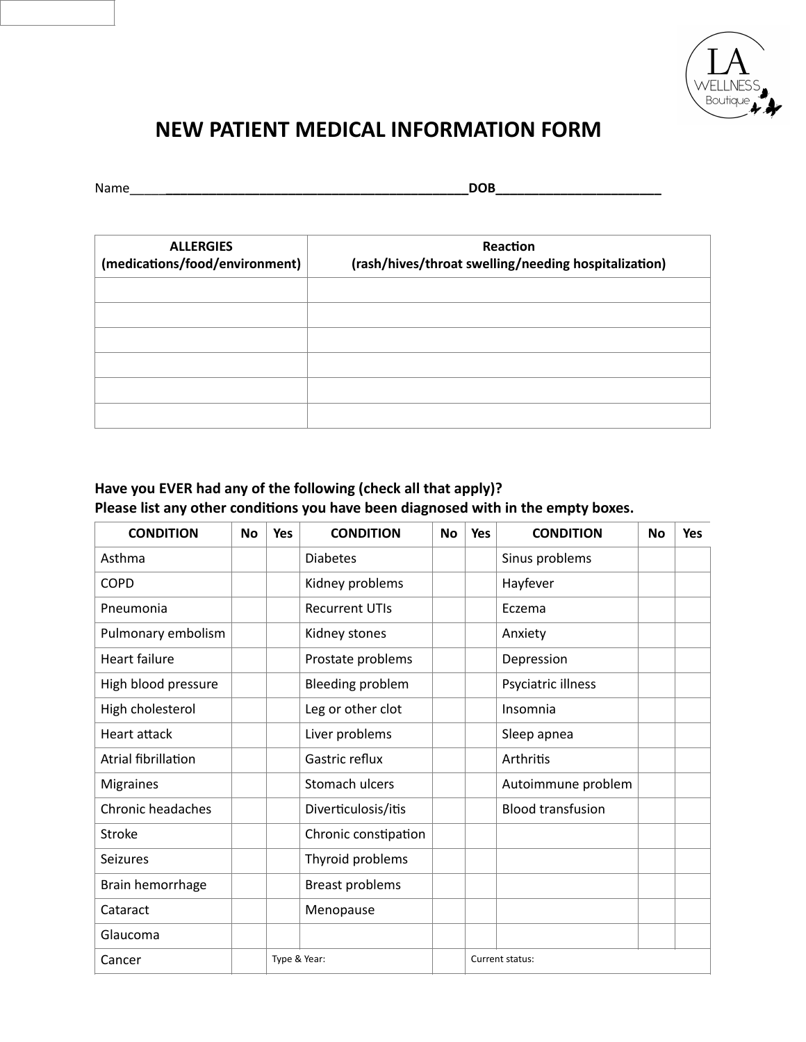# NEW PATIENT MEDICAL INFORMATION FORM

Name____________________________________________DOB______________________

| ALLERGIES (medications/food/environment) | Reaction (rash/hives/throat swelling/needing hospitalization) |
|---|---|
| | |
| | |
| | |
| | |
| | |
| | |

**Have you EVER had any of the following (check all that apply)?**
**Please list any other conditions you have been diagnosed with in the empty boxes.**

| CONDITION | No | Yes | CONDITION | No | Yes | CONDITION | No | Yes |
|---|---|---|---|---|---|---|---|---|
| Asthma | | | Diabetes | | | Sinus problems | | |
| COPD | | | Kidney problems | | | Hayfever | | |
| Pneumonia | | | Recurrent UTIs | | | Eczema | | |
| Pulmonary embolism | | | Kidney stones | | | Anxiety | | |
| Heart failure | | | Prostate problems | | | Depression | | |
| High blood pressure | | | Bleeding problem | | | Psyciatric illness | | |
| High cholesterol | | | Leg or other clot | | | Insomnia | | |
| Heart attack | | | Liver problems | | | Sleep apnea | | |
| Atrial fibrillation | | | Gastric reflux | | | Arthritis | | |
| Migraines | | | Stomach ulcers | | | Autoimmune problem | | |
| Chronic headaches | | | Diverticulosis/itis | | | Blood transfusion | | |
| Stroke | | | Chronic constipation | | | | | |
| Seizures | | | Thyroid problems | | | | | |
| Brain hemorrhage | | | Breast problems | | | | | |
| Cataract | | | Menopause | | | | | |
| Glaucoma | | | | | | | | |
| Cancer | | Type & Year: | | | Current status: | | | |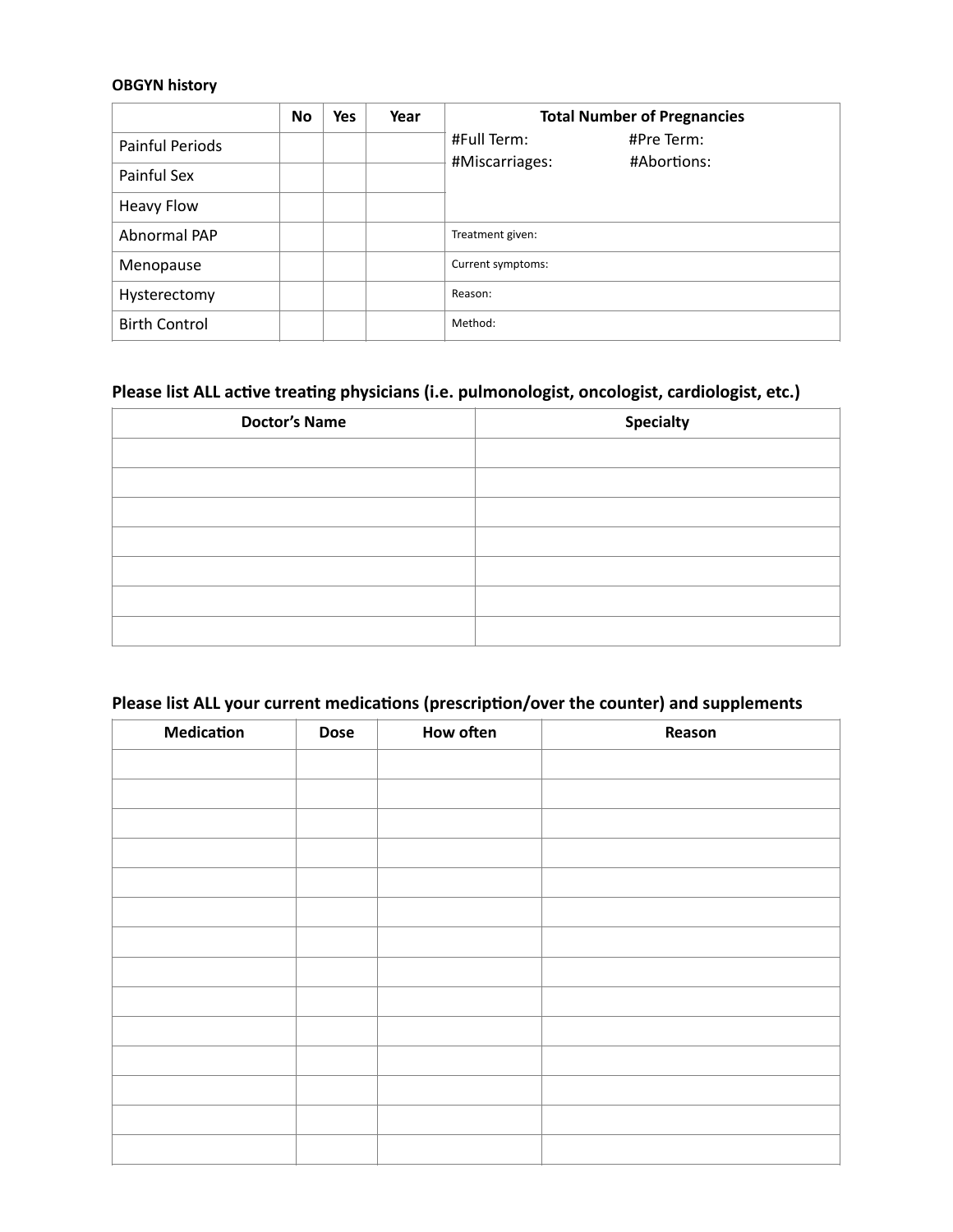**OBGYN history**

| | No | Yes | Year | Total Number of Pregnancies |
|---|---|---|---|---|
| Painful Periods | | | | #Full Term: #Pre Term: #Miscarriages: #Abortions: |
| Painful Sex | | | | |
| Heavy Flow | | | | |
| Abnormal PAP | | | | Treatment given: |
| Menopause | | | | Current symptoms: |
| Hysterectomy | | | | Reason: |
| Birth Control | | | | Method: |

## Please list ALL active treating physicians (i.e. pulmonologist, oncologist, cardiologist, etc.)

| Doctor's Name | Specialty |
|---|---|
| | |
| | |
| | |
| | |
| | |
| | |
| | |

## Please list ALL your current medications (prescription/over the counter) and supplements

| Medication | Dose | How often | Reason |
|---|---|---|---|
| | | | |
| | | | |
| | | | |
| | | | |
| | | | |
| | | | |
| | | | |
| | | | |
| | | | |
| | | | |
| | | | |
| | | | |
| | | | |
| | | | |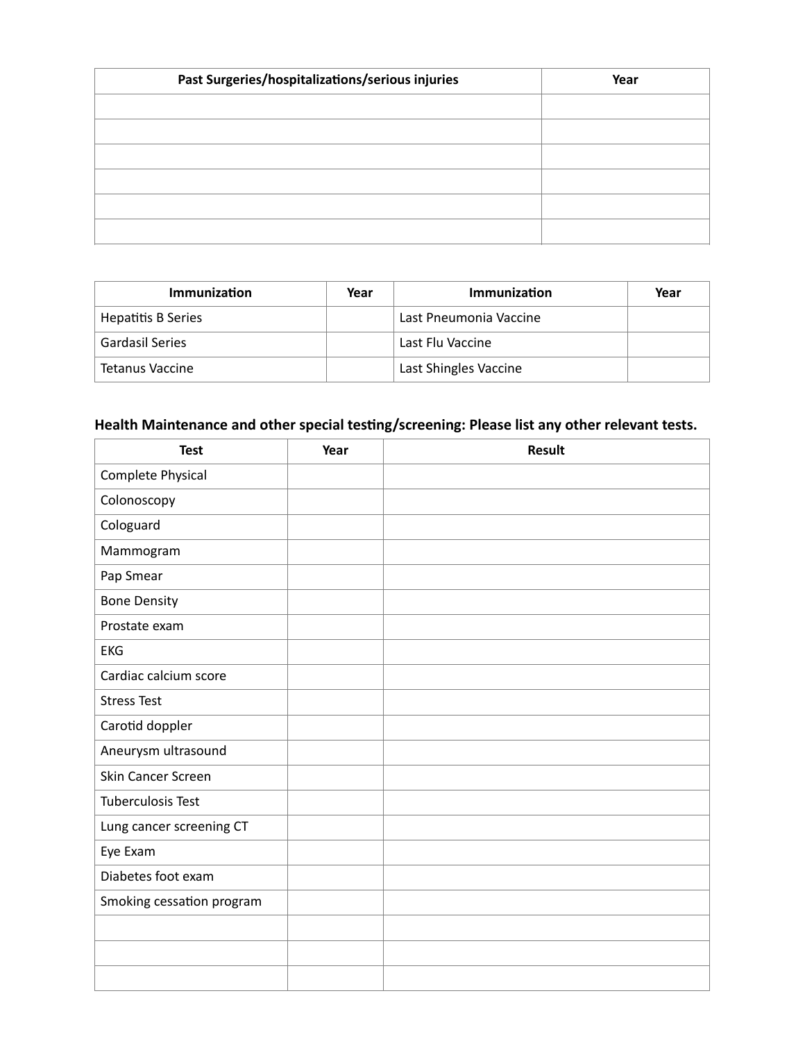| Past Surgeries/hospitalizations/serious injuries | Year |
|---|---|
| | |
| | |
| | |
| | |
| | |
| | |

| Immunization | Year | Immunization | Year |
|---|---|---|---|
| Hepatitis B Series | | Last Pneumonia Vaccine | |
| Gardasil Series | | Last Flu Vaccine | |
| Tetanus Vaccine | | Last Shingles Vaccine | |

**Health Maintenance and other special testing/screening: Please list any other relevant tests.**

| Test | Year | Result |
|---|---|---|
| Complete Physical | | |
| Colonoscopy | | |
| Cologuard | | |
| Mammogram | | |
| Pap Smear | | |
| Bone Density | | |
| Prostate exam | | |
| EKG | | |
| Cardiac calcium score | | |
| Stress Test | | |
| Carotid doppler | | |
| Aneurysm ultrasound | | |
| Skin Cancer Screen | | |
| Tuberculosis Test | | |
| Lung cancer screening CT | | |
| Eye Exam | | |
| Diabetes foot exam | | |
| Smoking cessation program | | |
| | | |
| | | |
| | | |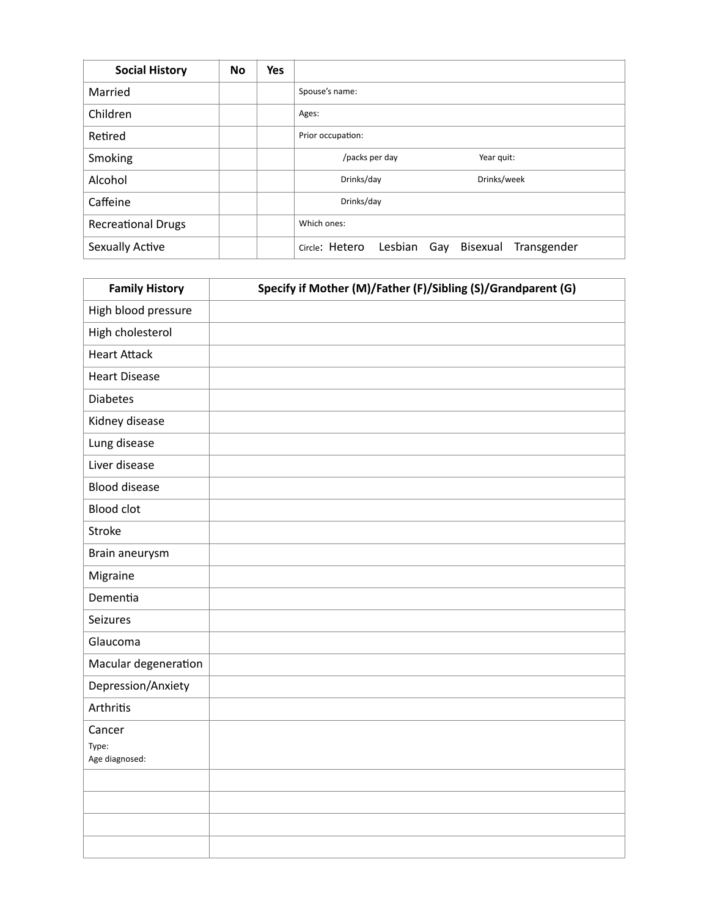| Social History | No | Yes | |
|---|---|---|---|
| Married | | | Spouse's name: |
| Children | | | Ages: |
| Retired | | | Prior occupation: |
| Smoking | | | /packs per day Year quit: |
| Alcohol | | | Drinks/day Drinks/week |
| Caffeine | | | Drinks/day |
| Recreational Drugs | | | Which ones: |
| Sexually Active | | | Circle: Hetero Lesbian Gay Bisexual Transgender |

| Family History | Specify if Mother (M)/Father (F)/Sibling (S)/Grandparent (G) |
|---|---|
| High blood pressure | |
| High cholesterol | |
| Heart Attack | |
| Heart Disease | |
| Diabetes | |
| Kidney disease | |
| Lung disease | |
| Liver disease | |
| Blood disease | |
| Blood clot | |
| Stroke | |
| Brain aneurysm | |
| Migraine | |
| Dementia | |
| Seizures | |
| Glaucoma | |
| Macular degeneration | |
| Depression/Anxiety | |
| Arthritis | |
| Cancer<br>Type:<br>Age diagnosed: | |
| | |
| | |
| | |
| | |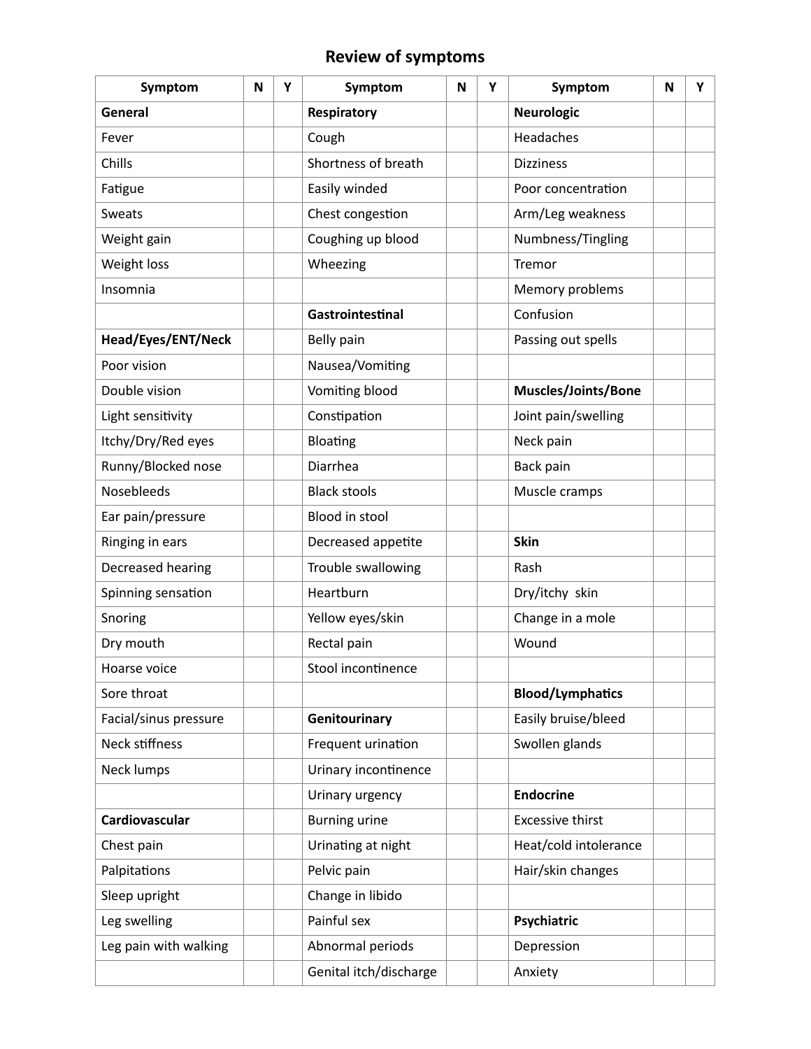# Review of symptoms

| Symptom | N | Y | Symptom | N | Y | Symptom | N | Y |
|---|---|---|---|---|---|---|---|---|
| **General** | | | **Respiratory** | | | **Neurologic** | | |
| Fever | | | Cough | | | Headaches | | |
| Chills | | | Shortness of breath | | | Dizziness | | |
| Fatigue | | | Easily winded | | | Poor concentration | | |
| Sweats | | | Chest congestion | | | Arm/Leg weakness | | |
| Weight gain | | | Coughing up blood | | | Numbness/Tingling | | |
| Weight loss | | | Wheezing | | | Tremor | | |
| Insomnia | | | | | | Memory problems | | |
| | | | **Gastrointestinal** | | | Confusion | | |
| **Head/Eyes/ENT/Neck** | | | Belly pain | | | Passing out spells | | |
| Poor vision | | | Nausea/Vomiting | | | | | |
| Double vision | | | Vomiting blood | | | **Muscles/Joints/Bone** | | |
| Light sensitivity | | | Constipation | | | Joint pain/swelling | | |
| Itchy/Dry/Red eyes | | | Bloating | | | Neck pain | | |
| Runny/Blocked nose | | | Diarrhea | | | Back pain | | |
| Nosebleeds | | | Black stools | | | Muscle cramps | | |
| Ear pain/pressure | | | Blood in stool | | | | | |
| Ringing in ears | | | Decreased appetite | | | **Skin** | | |
| Decreased hearing | | | Trouble swallowing | | | Rash | | |
| Spinning sensation | | | Heartburn | | | Dry/itchy skin | | |
| Snoring | | | Yellow eyes/skin | | | Change in a mole | | |
| Dry mouth | | | Rectal pain | | | Wound | | |
| Hoarse voice | | | Stool incontinence | | | | | |
| Sore throat | | | | | | **Blood/Lymphatics** | | |
| Facial/sinus pressure | | | **Genitourinary** | | | Easily bruise/bleed | | |
| Neck stiffness | | | Frequent urination | | | Swollen glands | | |
| Neck lumps | | | Urinary incontinence | | | | | |
| | | | Urinary urgency | | | **Endocrine** | | |
| **Cardiovascular** | | | Burning urine | | | Excessive thirst | | |
| Chest pain | | | Urinating at night | | | Heat/cold intolerance | | |
| Palpitations | | | Pelvic pain | | | Hair/skin changes | | |
| Sleep upright | | | Change in libido | | | | | |
| Leg swelling | | | Painful sex | | | **Psychiatric** | | |
| Leg pain with walking | | | Abnormal periods | | | Depression | | |
| | | | Genital itch/discharge | | | Anxiety | | |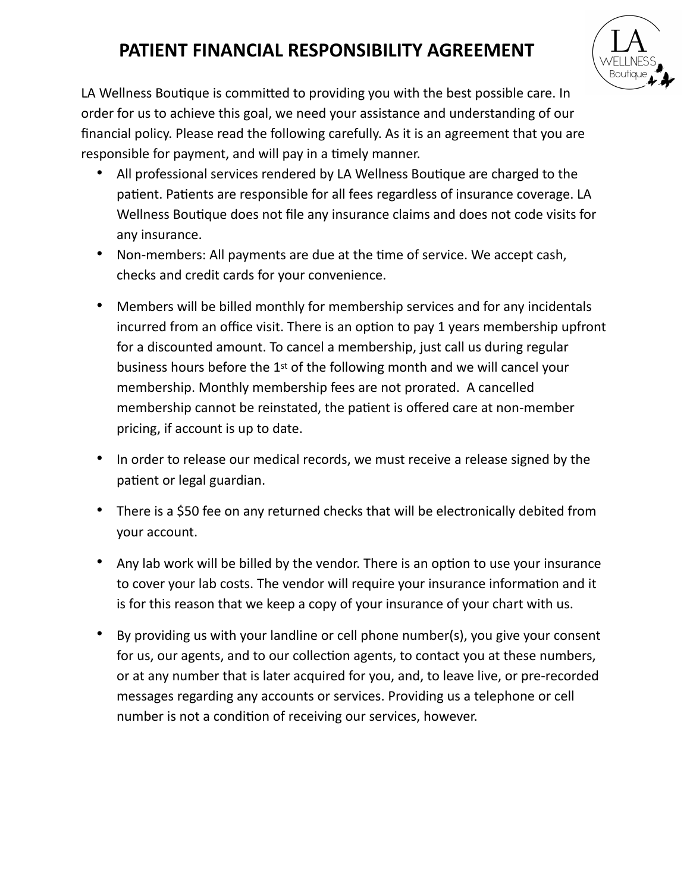# PATIENT FINANCIAL RESPONSIBILITY AGREEMENT

LA Wellness Boutique is committed to providing you with the best possible care. In order for us to achieve this goal, we need your assistance and understanding of our financial policy. Please read the following carefully. As it is an agreement that you are responsible for payment, and will pay in a timely manner.

- All professional services rendered by LA Wellness Boutique are charged to the patient. Patients are responsible for all fees regardless of insurance coverage. LA Wellness Boutique does not file any insurance claims and does not code visits for any insurance.
- Non-members: All payments are due at the time of service. We accept cash, checks and credit cards for your convenience.
- Members will be billed monthly for membership services and for any incidentals incurred from an office visit. There is an option to pay 1 years membership upfront for a discounted amount. To cancel a membership, just call us during regular business hours before the 1st of the following month and we will cancel your membership. Monthly membership fees are not prorated. A cancelled membership cannot be reinstated, the patient is offered care at non-member pricing, if account is up to date.
- In order to release our medical records, we must receive a release signed by the patient or legal guardian.
- There is a $50 fee on any returned checks that will be electronically debited from your account.
- Any lab work will be billed by the vendor. There is an option to use your insurance to cover your lab costs. The vendor will require your insurance information and it is for this reason that we keep a copy of your insurance of your chart with us.
- By providing us with your landline or cell phone number(s), you give your consent for us, our agents, and to our collection agents, to contact you at these numbers, or at any number that is later acquired for you, and, to leave live, or pre-recorded messages regarding any accounts or services. Providing us a telephone or cell number is not a condition of receiving our services, however.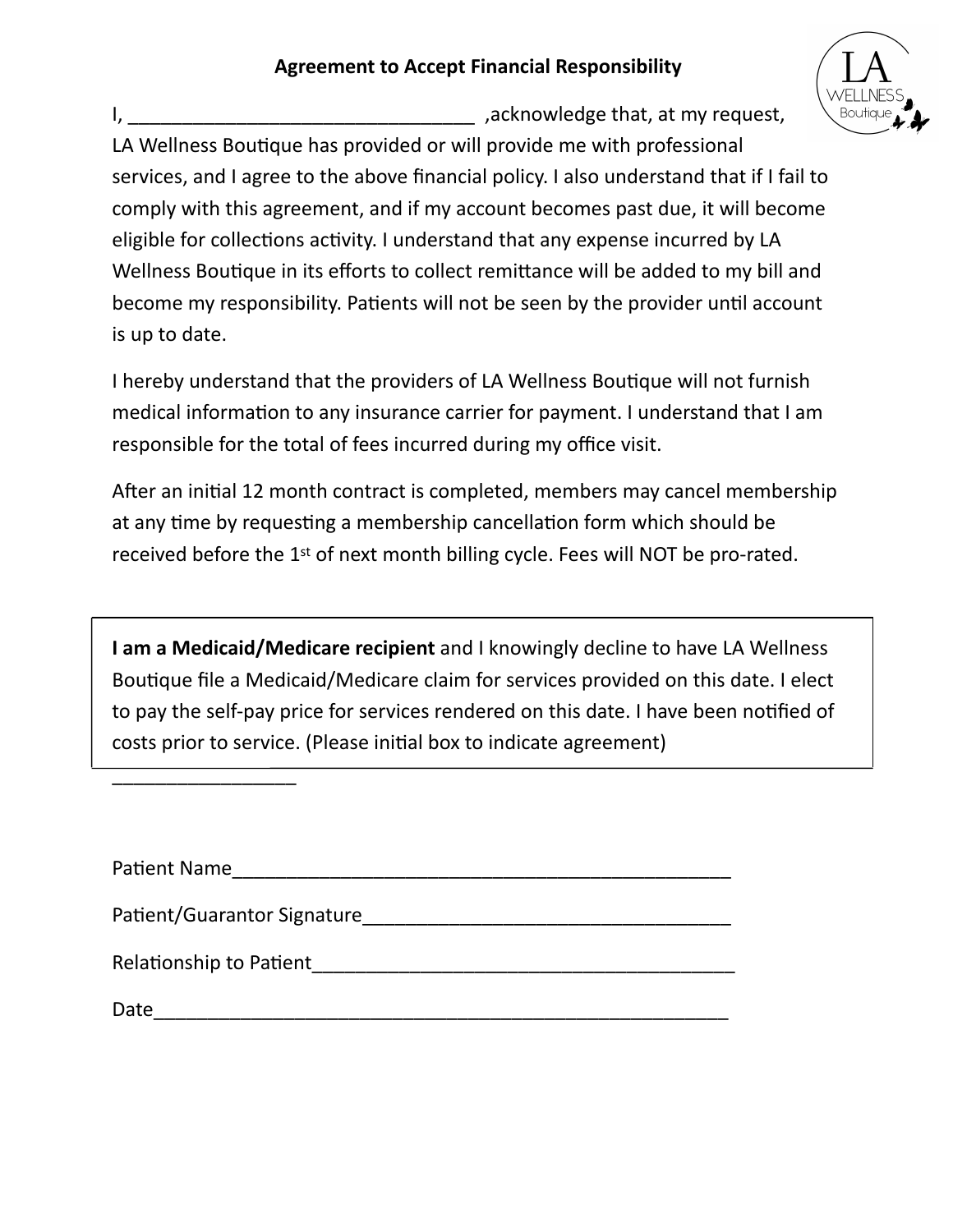## Agreement to Accept Financial Responsibility

I, ________________________________ ,acknowledge that, at my request, LA Wellness Boutique has provided or will provide me with professional services, and I agree to the above financial policy. I also understand that if I fail to comply with this agreement, and if my account becomes past due, it will become eligible for collections activity. I understand that any expense incurred by LA Wellness Boutique in its efforts to collect remittance will be added to my bill and become my responsibility. Patients will not be seen by the provider until account is up to date.

I hereby understand that the providers of LA Wellness Boutique will not furnish medical information to any insurance carrier for payment. I understand that I am responsible for the total of fees incurred during my office visit.

After an initial 12 month contract is completed, members may cancel membership at any time by requesting a membership cancellation form which should be received before the 1st of next month billing cycle. Fees will NOT be pro-rated.

**I am a Medicaid/Medicare recipient** and I knowingly decline to have LA Wellness Boutique file a Medicaid/Medicare claim for services provided on this date. I elect to pay the self-pay price for services rendered on this date. I have been notified of costs prior to service. (Please initial box to indicate agreement)

_________________

Patient Name_______________________________________________

Patient/Guarantor Signature__________________________________

Relationship to Patient_______________________________________

Date_____________________________________________________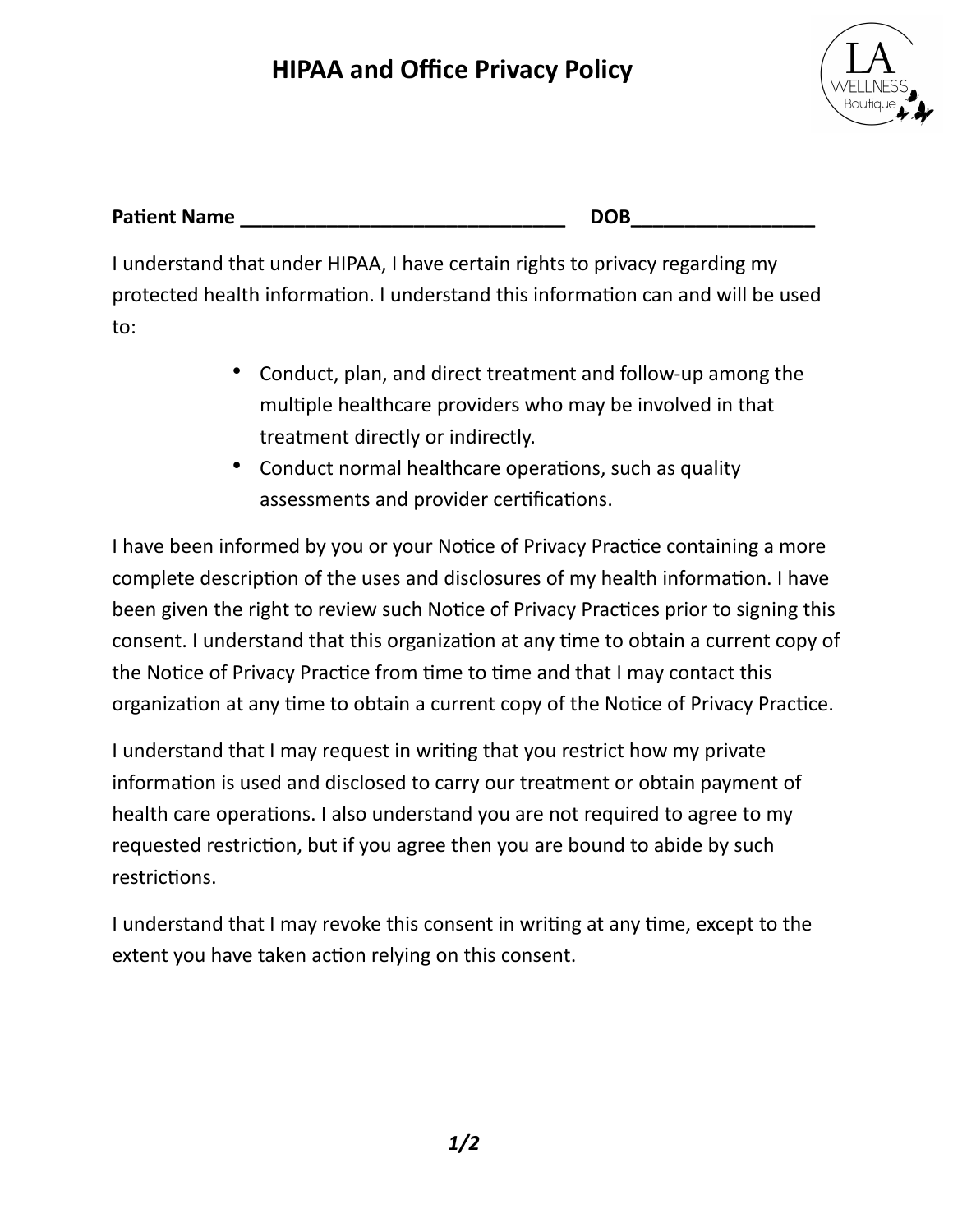# HIPAA and Office Privacy Policy

**Patient Name ______________________________ DOB_________________**

I understand that under HIPAA, I have certain rights to privacy regarding my protected health information. I understand this information can and will be used to:

- Conduct, plan, and direct treatment and follow-up among the multiple healthcare providers who may be involved in that treatment directly or indirectly.
- Conduct normal healthcare operations, such as quality assessments and provider certifications.

I have been informed by you or your Notice of Privacy Practice containing a more complete description of the uses and disclosures of my health information. I have been given the right to review such Notice of Privacy Practices prior to signing this consent. I understand that this organization at any time to obtain a current copy of the Notice of Privacy Practice from time to time and that I may contact this organization at any time to obtain a current copy of the Notice of Privacy Practice.

I understand that I may request in writing that you restrict how my private information is used and disclosed to carry our treatment or obtain payment of health care operations. I also understand you are not required to agree to my requested restriction, but if you agree then you are bound to abide by such restrictions.

I understand that I may revoke this consent in writing at any time, except to the extent you have taken action relying on this consent.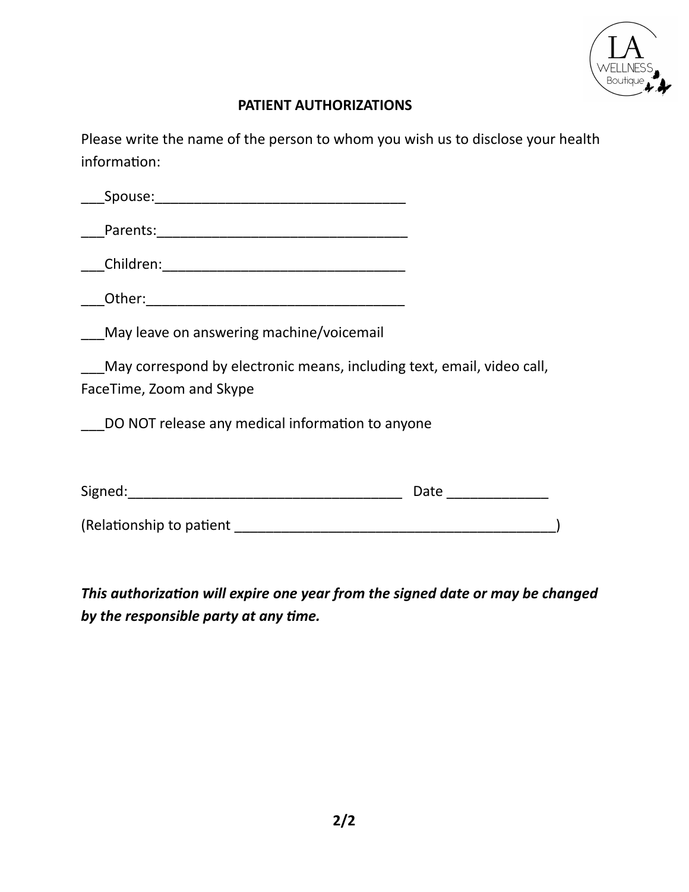## PATIENT AUTHORIZATIONS

Please write the name of the person to whom you wish us to disclose your health information:

___Spouse:_________________________________

___Parents:_________________________________

___Children:________________________________

___Other:__________________________________

___May leave on answering machine/voicemail

___May correspond by electronic means, including text, email, video call, FaceTime, Zoom and Skype

___DO NOT release any medical information to anyone

Signed:___________________________________ Date _____________

(Relationship to patient __________________________________________)

***This authorization will expire one year from the signed date or may be changed by the responsible party at any time.***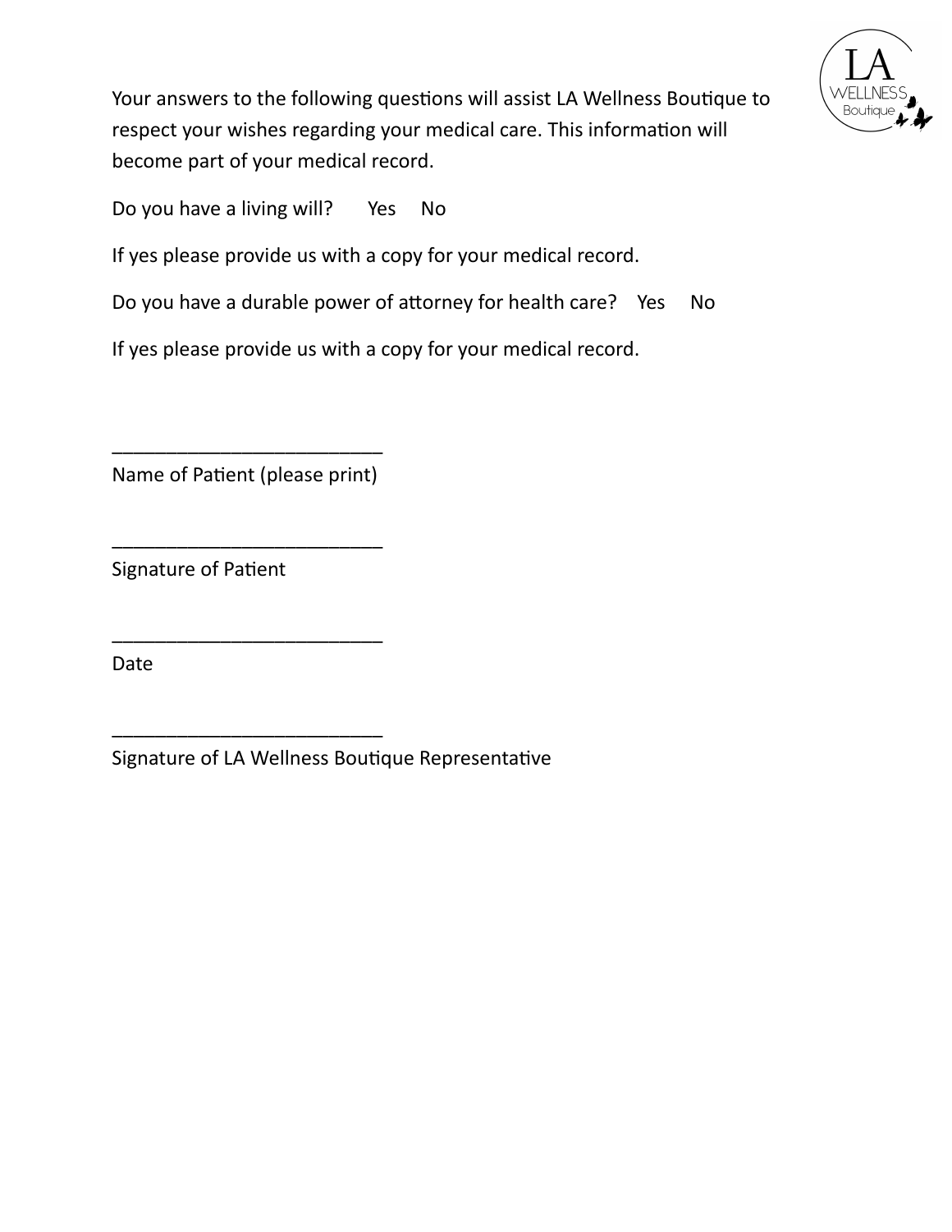Your answers to the following questions will assist LA Wellness Boutique to respect your wishes regarding your medical care. This information will become part of your medical record.

Do you have a living will? Yes No

If yes please provide us with a copy for your medical record.

Do you have a durable power of attorney for health care? Yes No

If yes please provide us with a copy for your medical record.

_________________________
Name of Patient (please print)

_________________________
Signature of Patient

_________________________
Date

_________________________
Signature of LA Wellness Boutique Representative